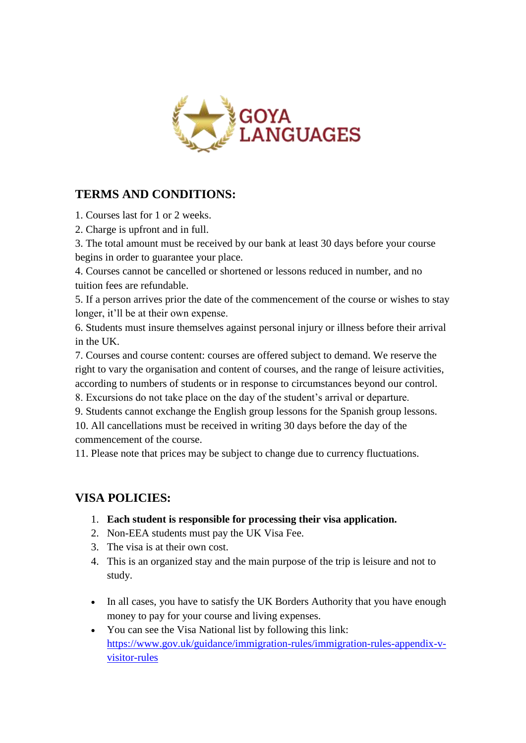GOYA LANGUAGES

## TERMS AND CONDITIONS:

1. Courses last for 1 or 2 weeks.
2. Charge is upfront and in full.
3. The total amount must be received by our bank at least 30 days before your course begins in order to guarantee your place.
4. Courses cannot be cancelled or shortened or lessons reduced in number, and no tuition fees are refundable.
5. If a person arrives prior the date of the commencement of the course or wishes to stay longer, it'll be at their own expense.
6. Students must insure themselves against personal injury or illness before their arrival in the UK.
7. Courses and course content: courses are offered subject to demand. We reserve the right to vary the organisation and content of courses, and the range of leisure activities, according to numbers of students or in response to circumstances beyond our control.
8. Excursions do not take place on the day of the student's arrival or departure.
9. Students cannot exchange the English group lessons for the Spanish group lessons.
10. All cancellations must be received in writing 30 days before the day of the commencement of the course.
11. Please note that prices may be subject to change due to currency fluctuations.

## VISA POLICIES:

1. **Each student is responsible for processing their visa application.**
2. Non-EEA students must pay the UK Visa Fee.
3. The visa is at their own cost.
4. This is an organized stay and the main purpose of the trip is leisure and not to study.

- In all cases, you have to satisfy the UK Borders Authority that you have enough money to pay for your course and living expenses.
- You can see the Visa National list by following this link: [https://www.gov.uk/guidance/immigration-rules/immigration-rules-appendix-v-visitor-rules](https://www.gov.uk/guidance/immigration-rules/immigration-rules-appendix-v-visitor-rules)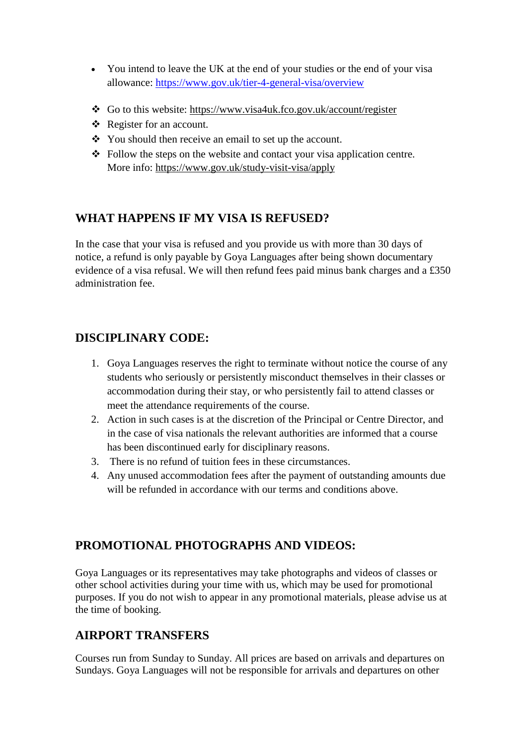- You intend to leave the UK at the end of your studies or the end of your visa allowance: https://www.gov.uk/tier-4-general-visa/overview

- Go to this website: https://www.visa4uk.fco.gov.uk/account/register
- Register for an account.
- You should then receive an email to set up the account.
- Follow the steps on the website and contact your visa application centre. More info: https://www.gov.uk/study-visit-visa/apply

## WHAT HAPPENS IF MY VISA IS REFUSED?

In the case that your visa is refused and you provide us with more than 30 days of notice, a refund is only payable by Goya Languages after being shown documentary evidence of a visa refusal. We will then refund fees paid minus bank charges and a £350 administration fee.

## DISCIPLINARY CODE:

1. Goya Languages reserves the right to terminate without notice the course of any students who seriously or persistently misconduct themselves in their classes or accommodation during their stay, or who persistently fail to attend classes or meet the attendance requirements of the course.
2. Action in such cases is at the discretion of the Principal or Centre Director, and in the case of visa nationals the relevant authorities are informed that a course has been discontinued early for disciplinary reasons.
3. There is no refund of tuition fees in these circumstances.
4. Any unused accommodation fees after the payment of outstanding amounts due will be refunded in accordance with our terms and conditions above.

## PROMOTIONAL PHOTOGRAPHS AND VIDEOS:

Goya Languages or its representatives may take photographs and videos of classes or other school activities during your time with us, which may be used for promotional purposes. If you do not wish to appear in any promotional materials, please advise us at the time of booking.

## AIRPORT TRANSFERS

Courses run from Sunday to Sunday. All prices are based on arrivals and departures on Sundays. Goya Languages will not be responsible for arrivals and departures on other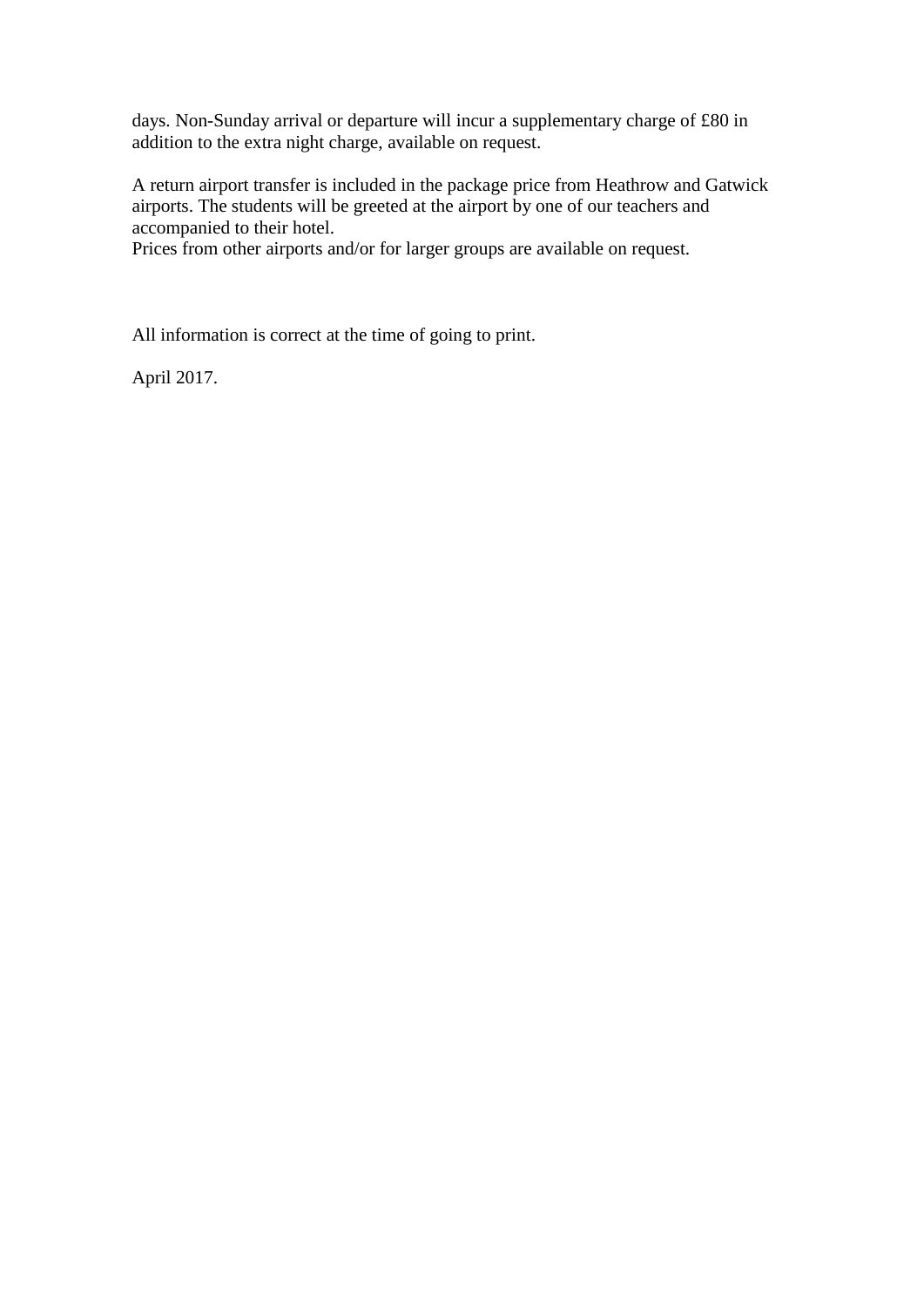days. Non-Sunday arrival or departure will incur a supplementary charge of £80 in addition to the extra night charge, available on request.

A return airport transfer is included in the package price from Heathrow and Gatwick airports. The students will be greeted at the airport by one of our teachers and accompanied to their hotel.
Prices from other airports and/or for larger groups are available on request.

All information is correct at the time of going to print.

April 2017.